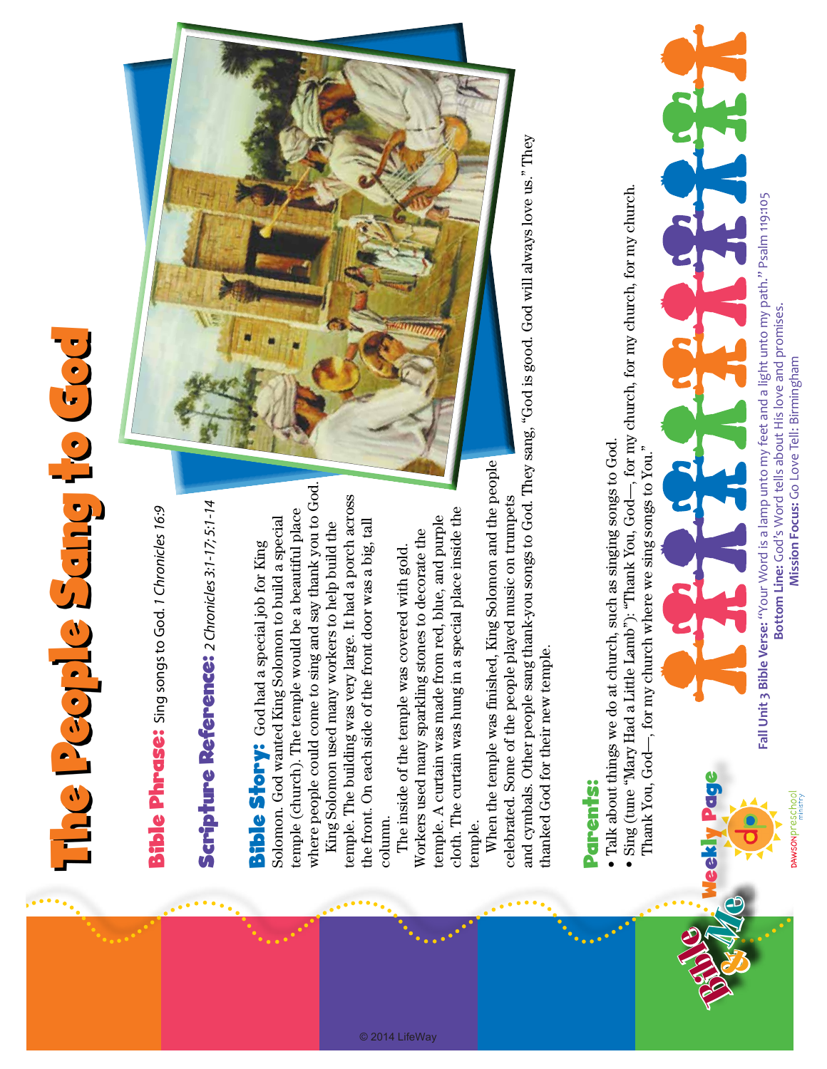# The People Sang to God

**Bible Phrase:** Sing songs to God. *1 Chronicles 16:9*

**Scripture Reference:** *2 Chronicles 3:1-17; 5:1-14*

**Bible Story:** God had a special job for King Solomon. God wanted King Solomon to build a special temple (church). The temple would be a beautiful place where people could come to sing and say thank you to God.

King Solomon used many workers to help build the temple. The building was very large. It had a porch across the front. On each side of the front door was a big, tall column.

The inside of the temple was covered with gold. Workers used many sparkling stones to decorate the temple. A curtain was made from red, blue, and purple cloth. The curtain was hung in a special place inside the temple.

When the temple was finished, King Solomon and the people celebrated. Some of the people played music on trumpets and cymbals. Other people sang thank-you songs to God. They sang, "God is good. God will always love us." They thanked God for their new temple.

**Parents:**

- Talk about things we do at church, such as singing songs to God.
- Sing (tune "Mary Had a Little Lamb"): "Thank You, God—, for my church, for my church, for my church. Thank You, God—, for my church where we sing songs to You."

**Fall Unit 3 Bible Verse:** "Your Word is a lamp unto my feet and a light unto my path." Psalm 119:105
**Bottom Line:** God's Word tells about His love and promises.
**Mission Focus:** Go Love Tell: Birmingham

Bible & Me Weekly Page

DAWSON preschool ministry

© 2014 LifeWay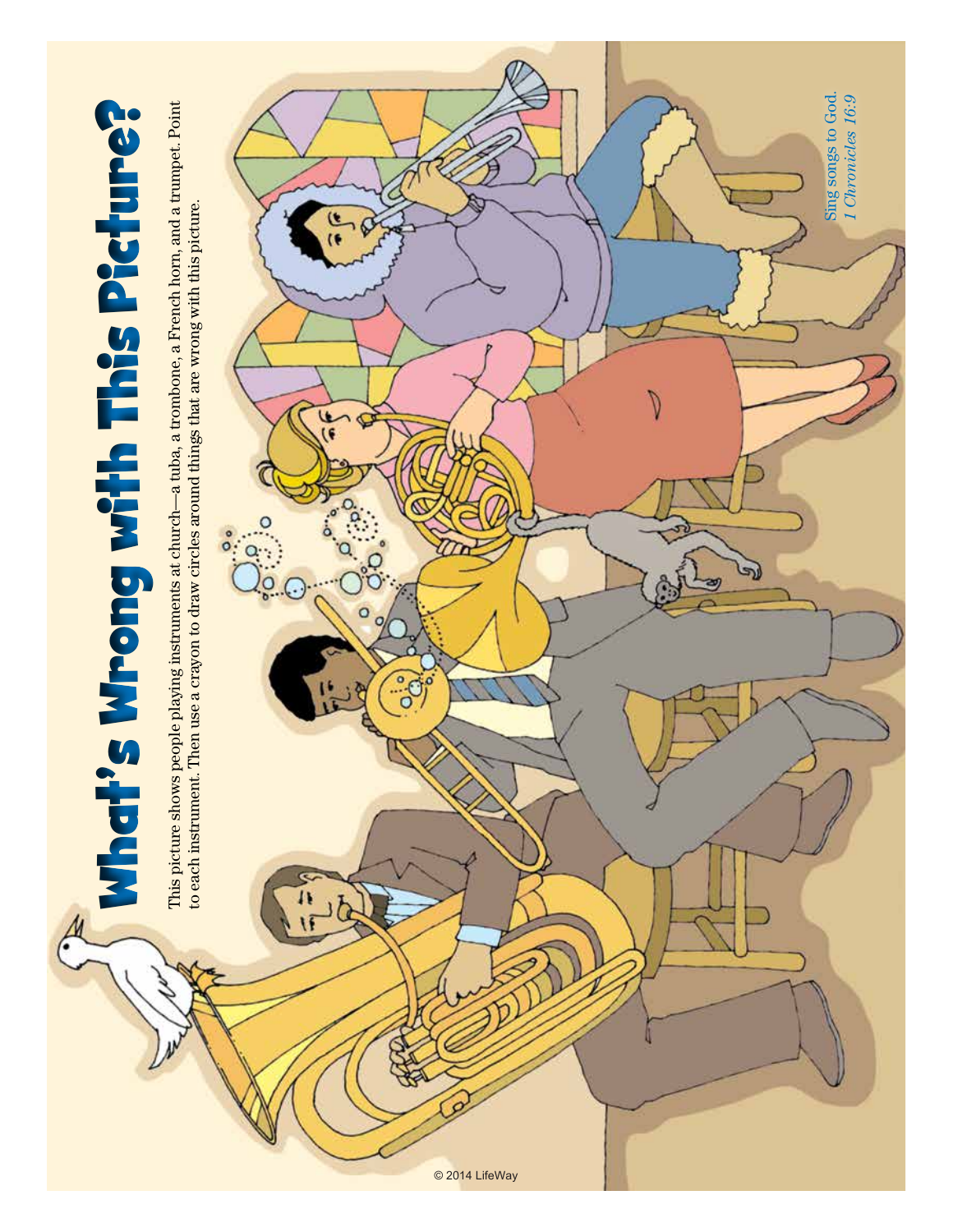# What's Wrong with This Picture?

This picture shows people playing instruments at church—a tuba, a trombone, a French horn, and a trumpet. Point to each instrument. Then use a crayon to draw circles around things that are wrong with this picture.

*Sing songs to God.*
*1 Chronicles 16:9*

© 2014 LifeWay